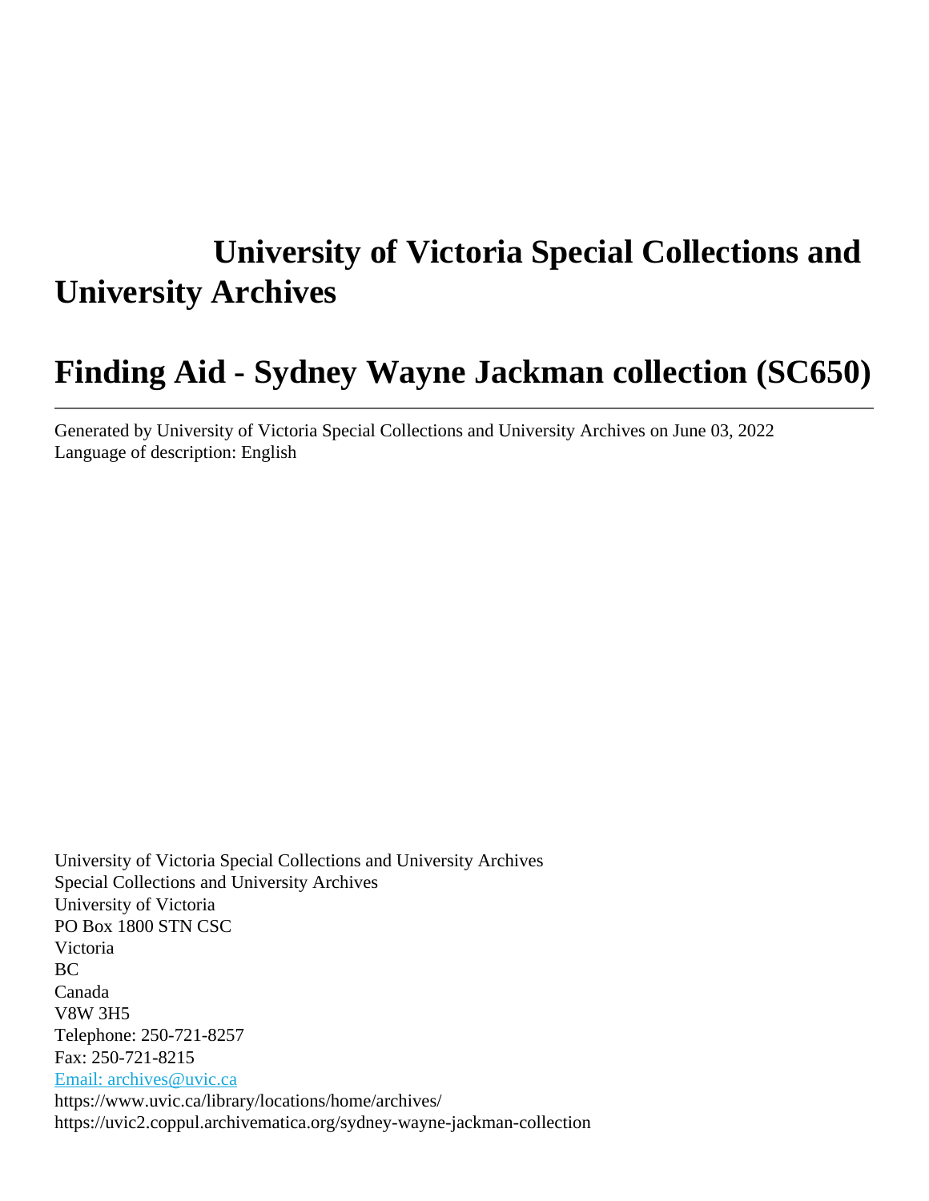# University of Victoria Special Collections and University Archives

# Finding Aid - Sydney Wayne Jackman collection (SC650)

---

Generated by University of Victoria Special Collections and University Archives on June 03, 2022
Language of description: English

University of Victoria Special Collections and University Archives
Special Collections and University Archives
University of Victoria
PO Box 1800 STN CSC
Victoria
BC
Canada
V8W 3H5
Telephone: 250-721-8257
Fax: 250-721-8215
Email: archives@uvic.ca
https://www.uvic.ca/library/locations/home/archives/
https://uvic2.coppul.archivematica.org/sydney-wayne-jackman-collection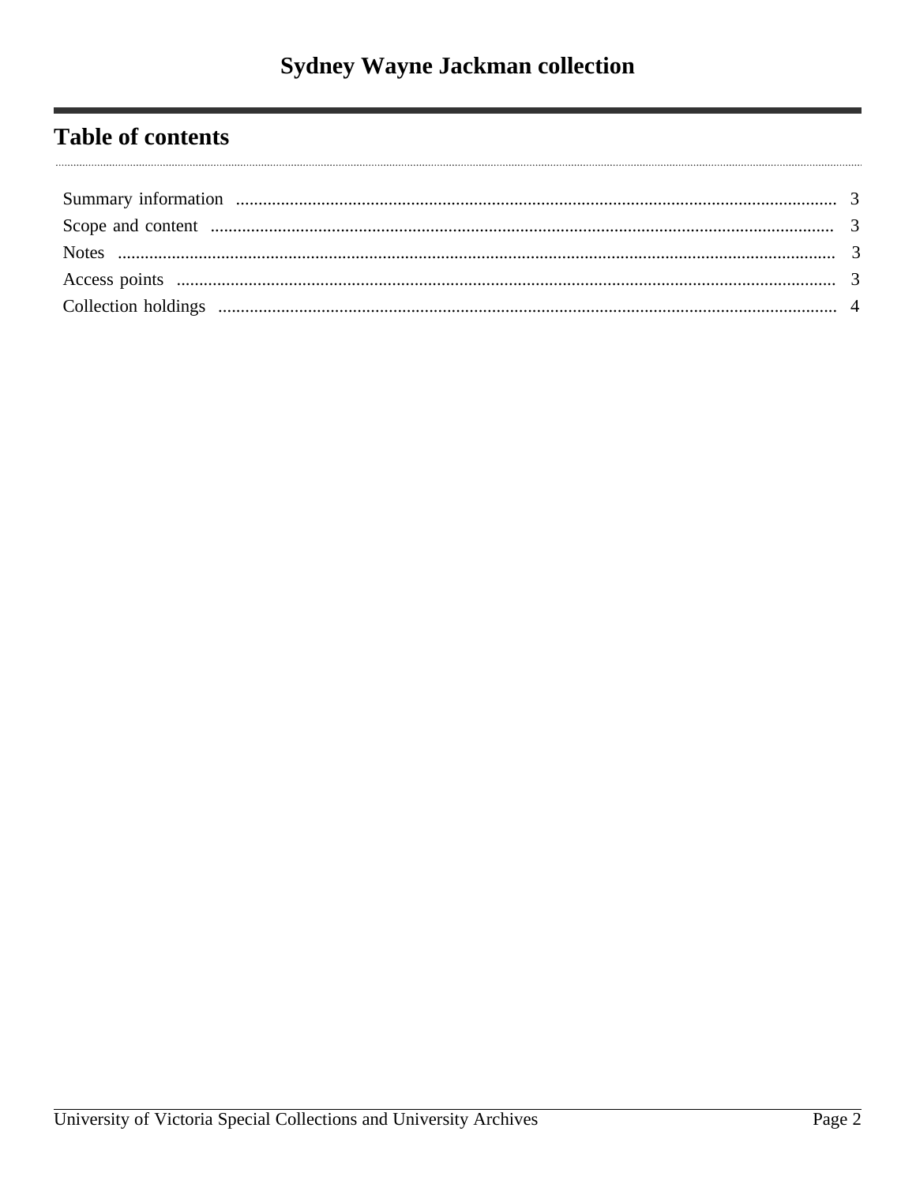# Sydney Wayne Jackman collection

## Table of contents

Summary information ........................................................ 3
Scope and content ........................................................ 3
Notes ........................................................ 3
Access points ........................................................ 3
Collection holdings ........................................................ 4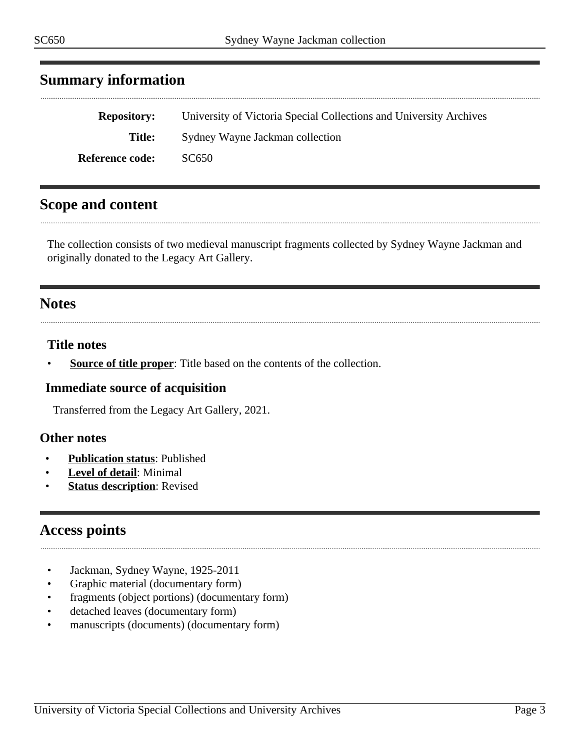## Summary information

**Repository:** University of Victoria Special Collections and University Archives

**Title:** Sydney Wayne Jackman collection

**Reference code:** SC650

## Scope and content

The collection consists of two medieval manuscript fragments collected by Sydney Wayne Jackman and originally donated to the Legacy Art Gallery.

## Notes

### Title notes

- **Source of title proper**: Title based on the contents of the collection.

### Immediate source of acquisition

Transferred from the Legacy Art Gallery, 2021.

### Other notes

- **Publication status**: Published
- **Level of detail**: Minimal
- **Status description**: Revised

## Access points

- Jackman, Sydney Wayne, 1925-2011
- Graphic material (documentary form)
- fragments (object portions) (documentary form)
- detached leaves (documentary form)
- manuscripts (documents) (documentary form)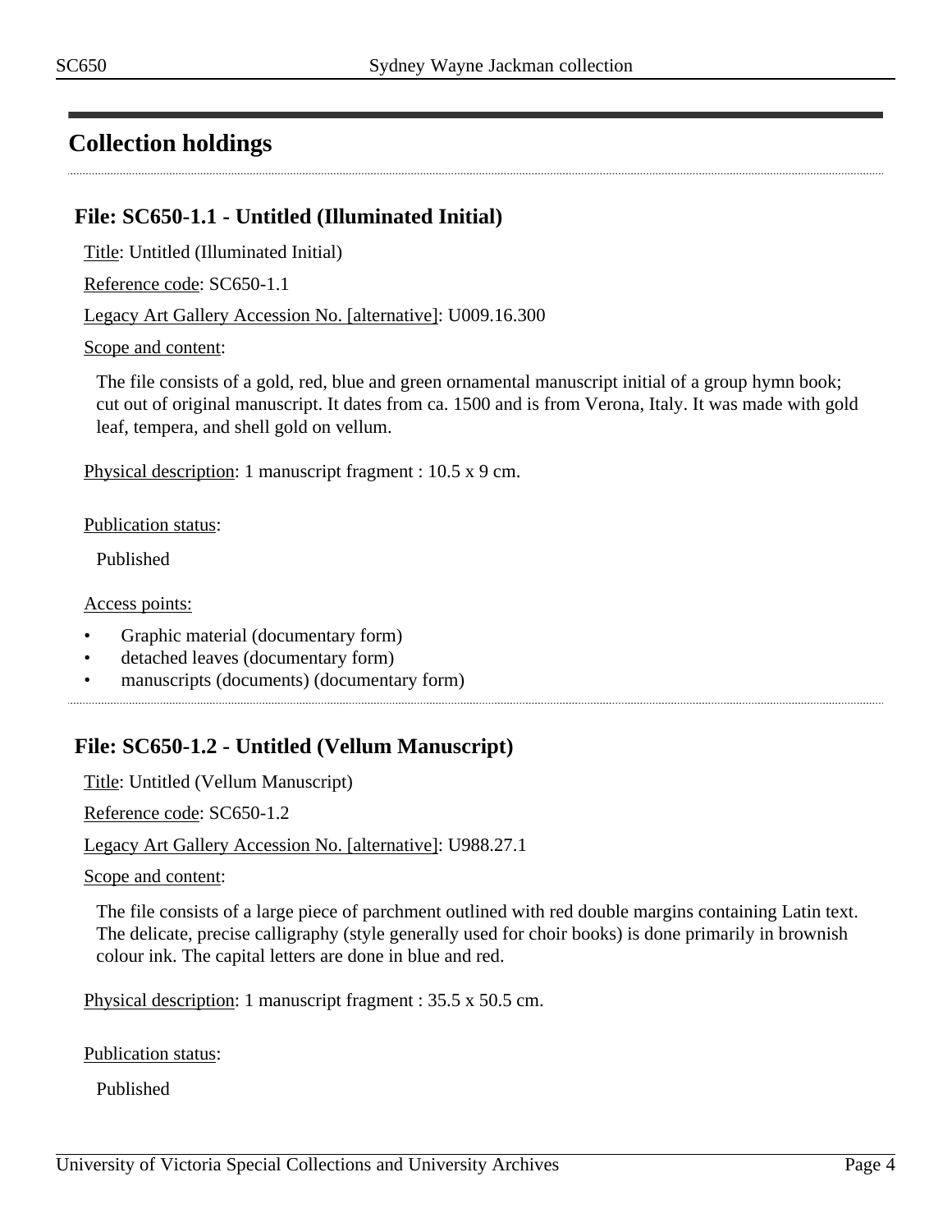## Collection holdings

### File: SC650-1.1 - Untitled (Illuminated Initial)

Title: Untitled (Illuminated Initial)

Reference code: SC650-1.1

Legacy Art Gallery Accession No. [alternative]: U009.16.300

Scope and content:

The file consists of a gold, red, blue and green ornamental manuscript initial of a group hymn book; cut out of original manuscript. It dates from ca. 1500 and is from Verona, Italy. It was made with gold leaf, tempera, and shell gold on vellum.

Physical description: 1 manuscript fragment : 10.5 x 9 cm.

Publication status:

Published

Access points:

- Graphic material (documentary form)
- detached leaves (documentary form)
- manuscripts (documents) (documentary form)

### File: SC650-1.2 - Untitled (Vellum Manuscript)

Title: Untitled (Vellum Manuscript)

Reference code: SC650-1.2

Legacy Art Gallery Accession No. [alternative]: U988.27.1

Scope and content:

The file consists of a large piece of parchment outlined with red double margins containing Latin text. The delicate, precise calligraphy (style generally used for choir books) is done primarily in brownish colour ink. The capital letters are done in blue and red.

Physical description: 1 manuscript fragment : 35.5 x 50.5 cm.

Publication status:

Published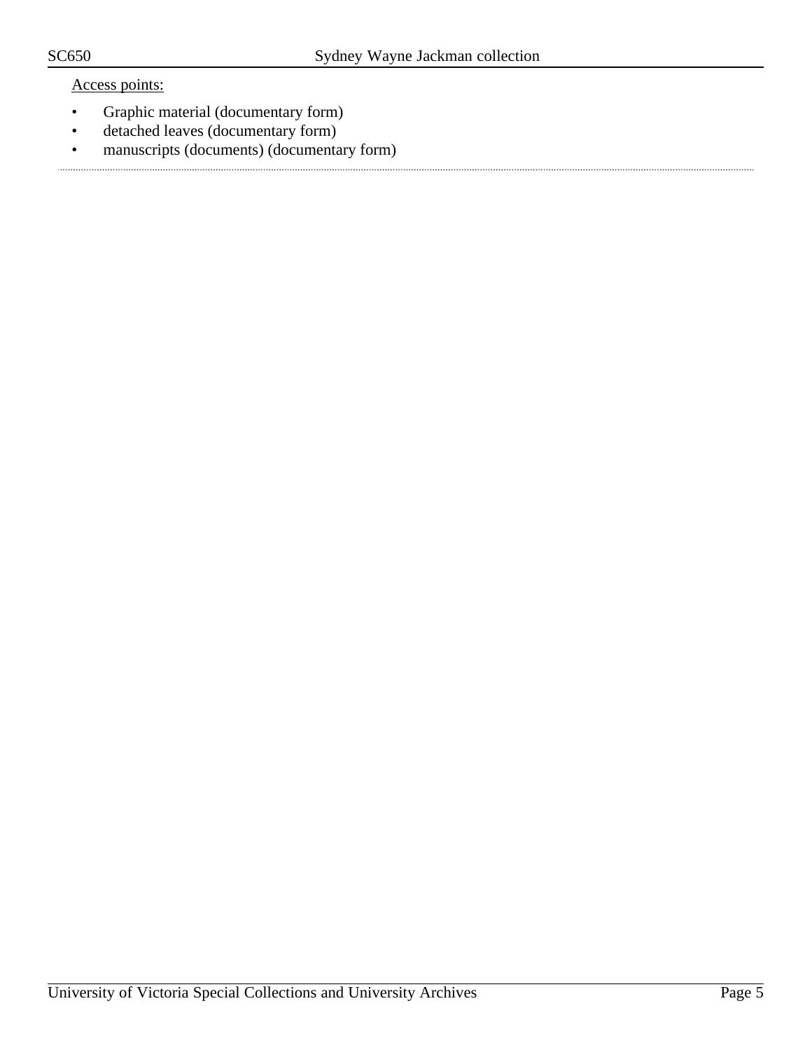Access points:

- Graphic material (documentary form)
- detached leaves (documentary form)
- manuscripts (documents) (documentary form)